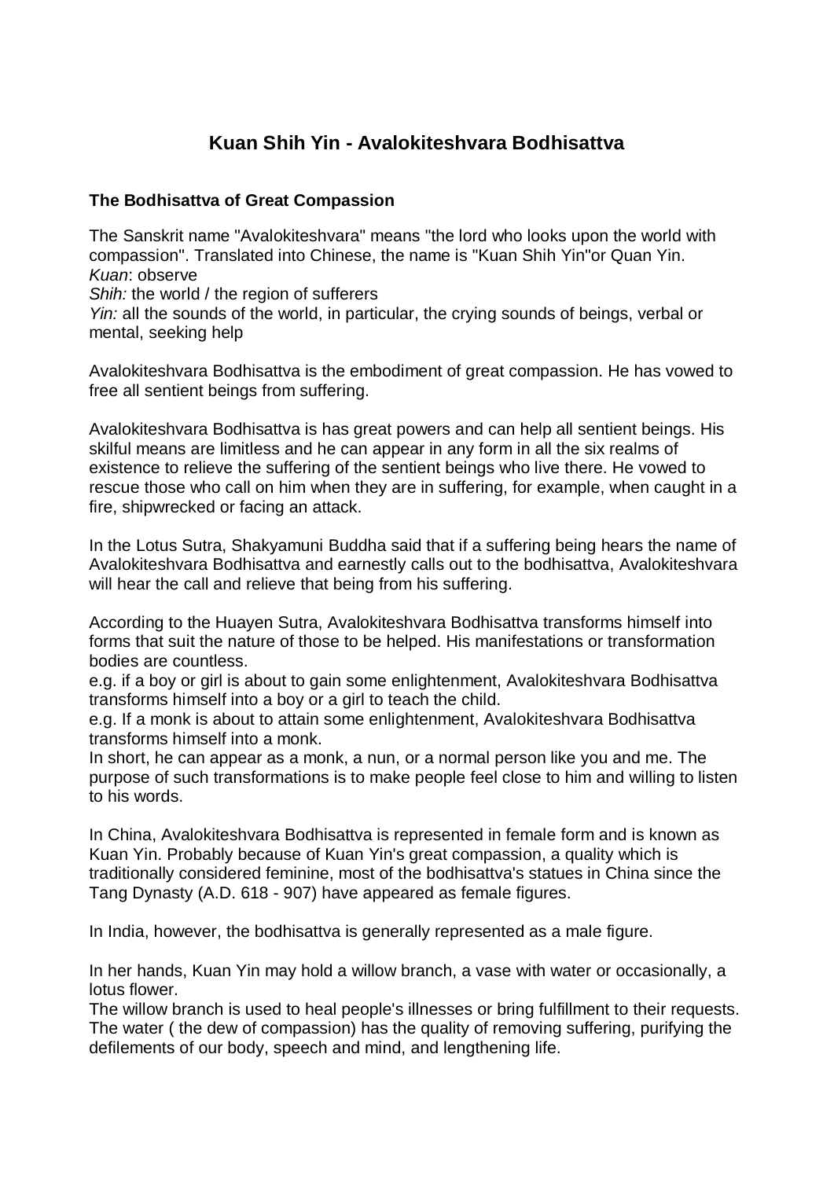# Kuan Shih Yin - Avalokiteshvara Bodhisattva

### The Bodhisattva of Great Compassion

The Sanskrit name "Avalokiteshvara" means "the lord who looks upon the world with compassion". Translated into Chinese, the name is "Kuan Shih Yin"or Quan Yin.
*Kuan*: observe
*Shih:* the world / the region of sufferers
*Yin:* all the sounds of the world, in particular, the crying sounds of beings, verbal or mental, seeking help

Avalokiteshvara Bodhisattva is the embodiment of great compassion. He has vowed to free all sentient beings from suffering.

Avalokiteshvara Bodhisattva is has great powers and can help all sentient beings. His skilful means are limitless and he can appear in any form in all the six realms of existence to relieve the suffering of the sentient beings who live there. He vowed to rescue those who call on him when they are in suffering, for example, when caught in a fire, shipwrecked or facing an attack.

In the Lotus Sutra, Shakyamuni Buddha said that if a suffering being hears the name of Avalokiteshvara Bodhisattva and earnestly calls out to the bodhisattva, Avalokiteshvara will hear the call and relieve that being from his suffering.

According to the Huayen Sutra, Avalokiteshvara Bodhisattva transforms himself into forms that suit the nature of those to be helped. His manifestations or transformation bodies are countless.
e.g. if a boy or girl is about to gain some enlightenment, Avalokiteshvara Bodhisattva transforms himself into a boy or a girl to teach the child.
e.g. If a monk is about to attain some enlightenment, Avalokiteshvara Bodhisattva transforms himself into a monk.
In short, he can appear as a monk, a nun, or a normal person like you and me. The purpose of such transformations is to make people feel close to him and willing to listen to his words.

In China, Avalokiteshvara Bodhisattva is represented in female form and is known as Kuan Yin. Probably because of Kuan Yin's great compassion, a quality which is traditionally considered feminine, most of the bodhisattva's statues in China since the Tang Dynasty (A.D. 618 - 907) have appeared as female figures.

In India, however, the bodhisattva is generally represented as a male figure.

In her hands, Kuan Yin may hold a willow branch, a vase with water or occasionally, a lotus flower.
The willow branch is used to heal people's illnesses or bring fulfillment to their requests.
The water ( the dew of compassion) has the quality of removing suffering, purifying the defilements of our body, speech and mind, and lengthening life.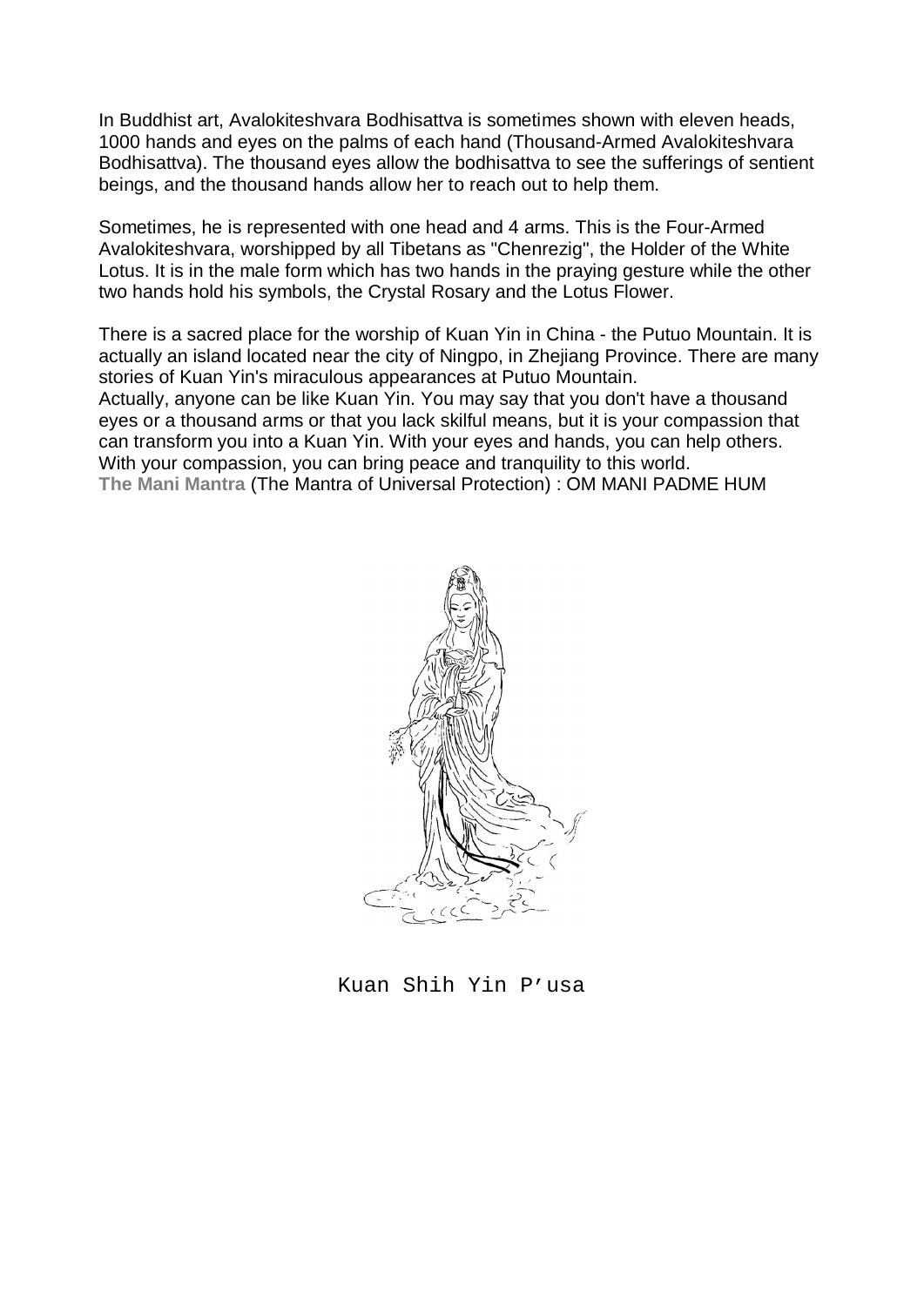In Buddhist art, Avalokiteshvara Bodhisattva is sometimes shown with eleven heads, 1000 hands and eyes on the palms of each hand (Thousand-Armed Avalokiteshvara Bodhisattva). The thousand eyes allow the bodhisattva to see the sufferings of sentient beings, and the thousand hands allow her to reach out to help them.

Sometimes, he is represented with one head and 4 arms. This is the Four-Armed Avalokiteshvara, worshipped by all Tibetans as "Chenrezig", the Holder of the White Lotus. It is in the male form which has two hands in the praying gesture while the other two hands hold his symbols, the Crystal Rosary and the Lotus Flower.

There is a sacred place for the worship of Kuan Yin in China - the Putuo Mountain. It is actually an island located near the city of Ningpo, in Zhejiang Province. There are many stories of Kuan Yin's miraculous appearances at Putuo Mountain.
Actually, anyone can be like Kuan Yin. You may say that you don't have a thousand eyes or a thousand arms or that you lack skilful means, but it is your compassion that can transform you into a Kuan Yin. With your eyes and hands, you can help others. With your compassion, you can bring peace and tranquility to this world.
**The Mani Mantra** (The Mantra of Universal Protection) : OM MANI PADME HUM

Kuan Shih Yin P'usa